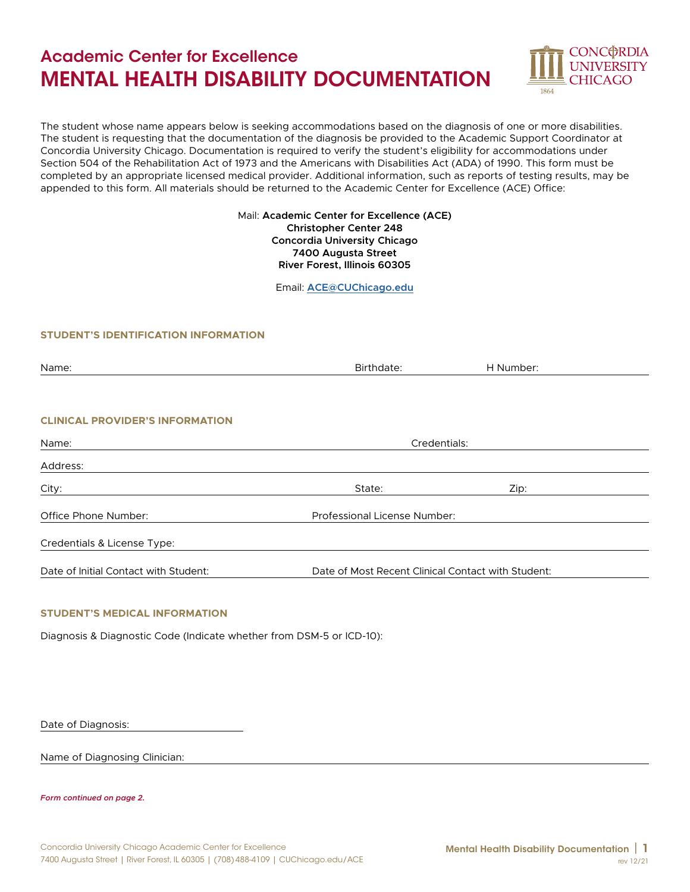## Academic Center for Excellence

# MENTAL HEALTH DISABILITY DOCUMENTATION

The student whose name appears below is seeking accommodations based on the diagnosis of one or more disabilities. The student is requesting that the documentation of the diagnosis be provided to the Academic Support Coordinator at Concordia University Chicago. Documentation is required to verify the student's eligibility for accommodations under Section 504 of the Rehabilitation Act of 1973 and the Americans with Disabilities Act (ADA) of 1990. This form must be completed by an appropriate licensed medical provider. Additional information, such as reports of testing results, may be appended to this form. All materials should be returned to the Academic Center for Excellence (ACE) Office:

Mail: **Academic Center for Excellence (ACE)**
**Christopher Center 248**
**Concordia University Chicago**
**7400 Augusta Street**
**River Forest, Illinois 60305**

Email: **ACE@CUChicago.edu**

### STUDENT'S IDENTIFICATION INFORMATION

Name: ____________________ Birthdate: ____________ H Number: ____________

### CLINICAL PROVIDER'S INFORMATION

Name: ____________________ Credentials: ____________________

Address: ________________________________________

City: ____________________ State: ____________ Zip: ____________

Office Phone Number: ____________________ Professional License Number: ____________________

Credentials & License Type: ________________________________________

Date of Initial Contact with Student: ____________ Date of Most Recent Clinical Contact with Student: ____________

### STUDENT'S MEDICAL INFORMATION

Diagnosis & Diagnostic Code (Indicate whether from DSM-5 or ICD-10):

Date of Diagnosis: ____________________

Name of Diagnosing Clinician: ________________________________________

*Form continued on page 2.*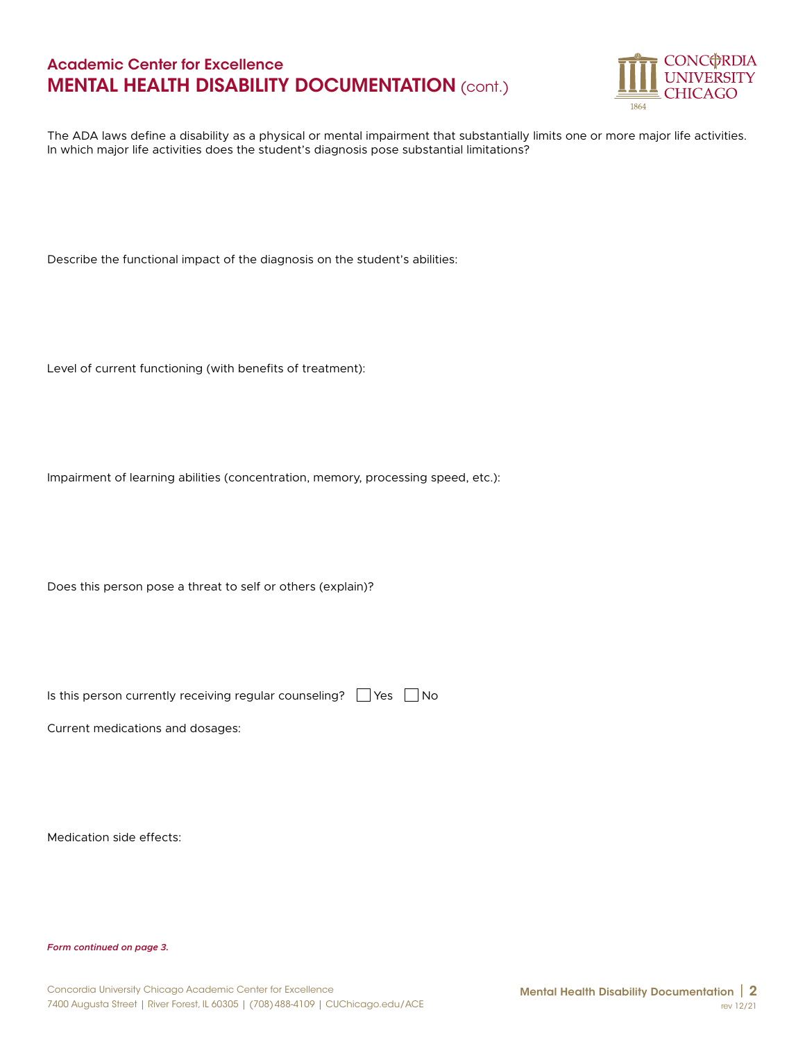## Academic Center for Excellence

# MENTAL HEALTH DISABILITY DOCUMENTATION (cont.)

The ADA laws define a disability as a physical or mental impairment that substantially limits one or more major life activities. In which major life activities does the student's diagnosis pose substantial limitations?

Describe the functional impact of the diagnosis on the student's abilities:

Level of current functioning (with benefits of treatment):

Impairment of learning abilities (concentration, memory, processing speed, etc.):

Does this person pose a threat to self or others (explain)?

Is this person currently receiving regular counseling? ☐ Yes ☐ No

Current medications and dosages:

Medication side effects:

*Form continued on page 3.*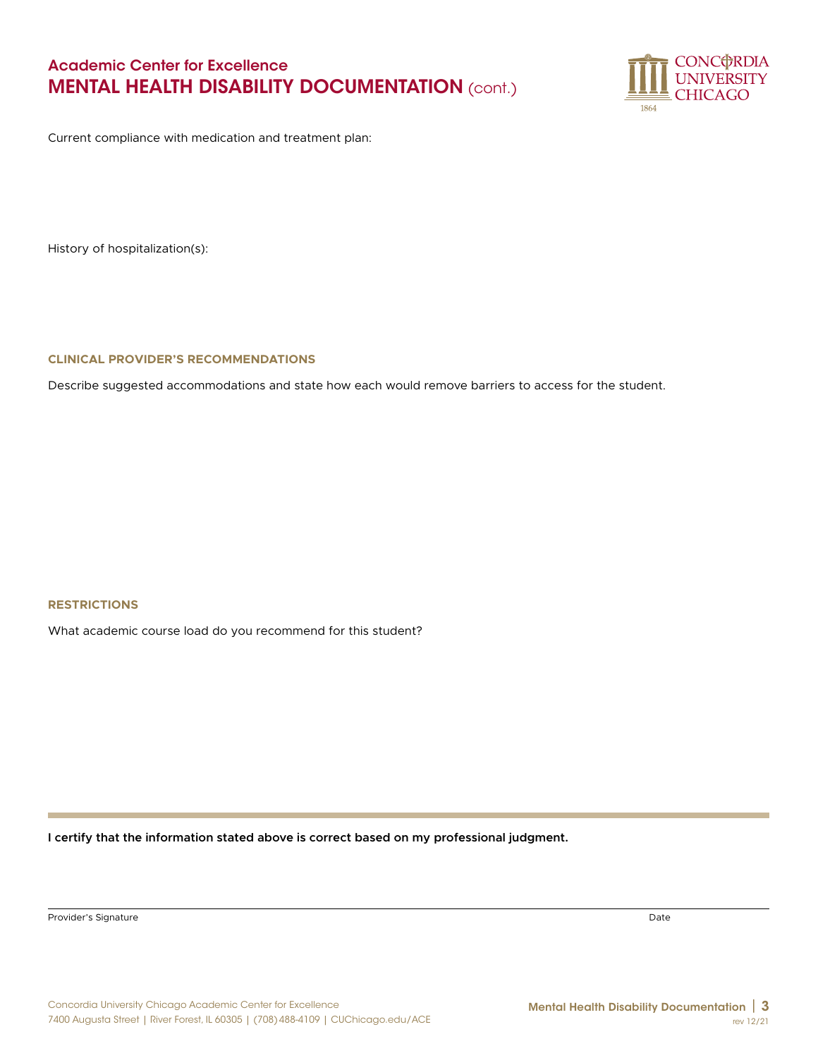Current compliance with medication and treatment plan:

History of hospitalization(s):

### CLINICAL PROVIDER'S RECOMMENDATIONS

Describe suggested accommodations and state how each would remove barriers to access for the student.

### RESTRICTIONS

What academic course load do you recommend for this student?

---

**I certify that the information stated above is correct based on my professional judgment.**

Provider's Signature Date